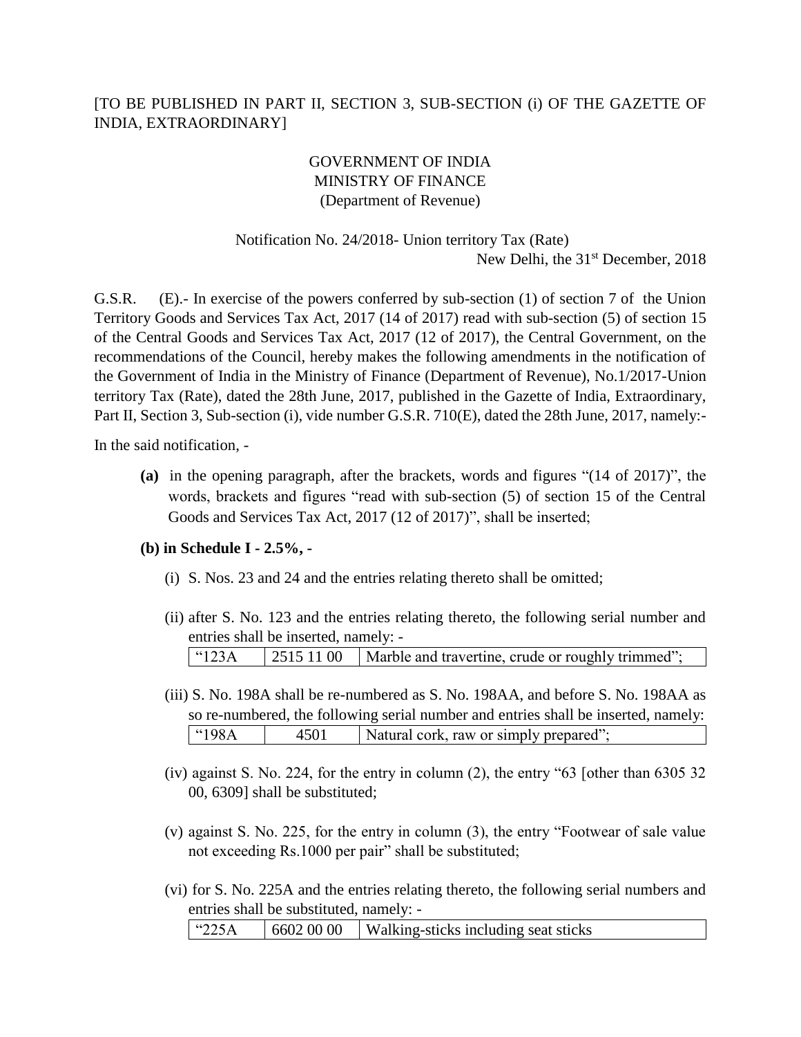[TO BE PUBLISHED IN PART II, SECTION 3, SUB-SECTION (i) OF THE GAZETTE OF INDIA, EXTRAORDINARY]

GOVERNMENT OF INDIA
MINISTRY OF FINANCE
(Department of Revenue)

Notification No. 24/2018- Union territory Tax (Rate)

New Delhi, the 31st December, 2018

G.S.R. (E).- In exercise of the powers conferred by sub-section (1) of section 7 of the Union Territory Goods and Services Tax Act, 2017 (14 of 2017) read with sub-section (5) of section 15 of the Central Goods and Services Tax Act, 2017 (12 of 2017), the Central Government, on the recommendations of the Council, hereby makes the following amendments in the notification of the Government of India in the Ministry of Finance (Department of Revenue), No.1/2017-Union territory Tax (Rate), dated the 28th June, 2017, published in the Gazette of India, Extraordinary, Part II, Section 3, Sub-section (i), vide number G.S.R. 710(E), dated the 28th June, 2017, namely:-

In the said notification, -

**(a)** in the opening paragraph, after the brackets, words and figures "(14 of 2017)", the words, brackets and figures "read with sub-section (5) of section 15 of the Central Goods and Services Tax Act, 2017 (12 of 2017)", shall be inserted;

**(b) in Schedule I - 2.5%, -**

(i) S. Nos. 23 and 24 and the entries relating thereto shall be omitted;

(ii) after S. No. 123 and the entries relating thereto, the following serial number and entries shall be inserted, namely: -

| "123A | 2515 11 00 | Marble and travertine, crude or roughly trimmed"; |
|---|---|---|

(iii) S. No. 198A shall be re-numbered as S. No. 198AA, and before S. No. 198AA as so re-numbered, the following serial number and entries shall be inserted, namely:

| "198A | 4501 | Natural cork, raw or simply prepared"; |
|---|---|---|

(iv) against S. No. 224, for the entry in column (2), the entry "63 [other than 6305 32 00, 6309] shall be substituted;

(v) against S. No. 225, for the entry in column (3), the entry "Footwear of sale value not exceeding Rs.1000 per pair" shall be substituted;

(vi) for S. No. 225A and the entries relating thereto, the following serial numbers and entries shall be substituted, namely: -

| "225A | 6602 00 00 | Walking-sticks including seat sticks |
|---|---|---|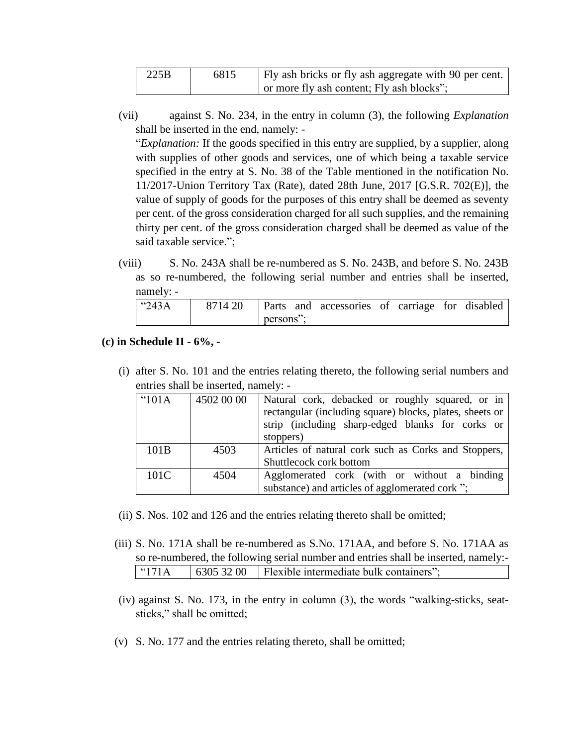| 225B | 6815 | Fly ash bricks or fly ash aggregate with 90 per cent. or more fly ash content; Fly ash blocks"; |
|---|---|---|

(vii) against S. No. 234, in the entry in column (3), the following *Explanation* shall be inserted in the end, namely: -

"*Explanation:* If the goods specified in this entry are supplied, by a supplier, along with supplies of other goods and services, one of which being a taxable service specified in the entry at S. No. 38 of the Table mentioned in the notification No. 11/2017-Union Territory Tax (Rate), dated 28th June, 2017 [G.S.R. 702(E)], the value of supply of goods for the purposes of this entry shall be deemed as seventy per cent. of the gross consideration charged for all such supplies, and the remaining thirty per cent. of the gross consideration charged shall be deemed as value of the said taxable service.";

(viii) S. No. 243A shall be re-numbered as S. No. 243B, and before S. No. 243B as so re-numbered, the following serial number and entries shall be inserted, namely: -

| "243A | 8714 20 | Parts and accessories of carriage for disabled persons"; |
|---|---|---|

**(c) in Schedule II - 6%, -**

(i) after S. No. 101 and the entries relating thereto, the following serial numbers and entries shall be inserted, namely: -

| "101A | 4502 00 00 | Natural cork, debacked or roughly squared, or in rectangular (including square) blocks, plates, sheets or strip (including sharp-edged blanks for corks or stoppers) |
|---|---|---|
| 101B | 4503 | Articles of natural cork such as Corks and Stoppers, Shuttlecock cork bottom |
| 101C | 4504 | Agglomerated cork (with or without a binding substance) and articles of agglomerated cork "; |

(ii) S. Nos. 102 and 126 and the entries relating thereto shall be omitted;

(iii) S. No. 171A shall be re-numbered as S.No. 171AA, and before S. No. 171AA as so re-numbered, the following serial number and entries shall be inserted, namely:-

| "171A | 6305 32 00 | Flexible intermediate bulk containers"; |
|---|---|---|

(iv) against S. No. 173, in the entry in column (3), the words "walking-sticks, seat-sticks," shall be omitted;

(v) S. No. 177 and the entries relating thereto, shall be omitted;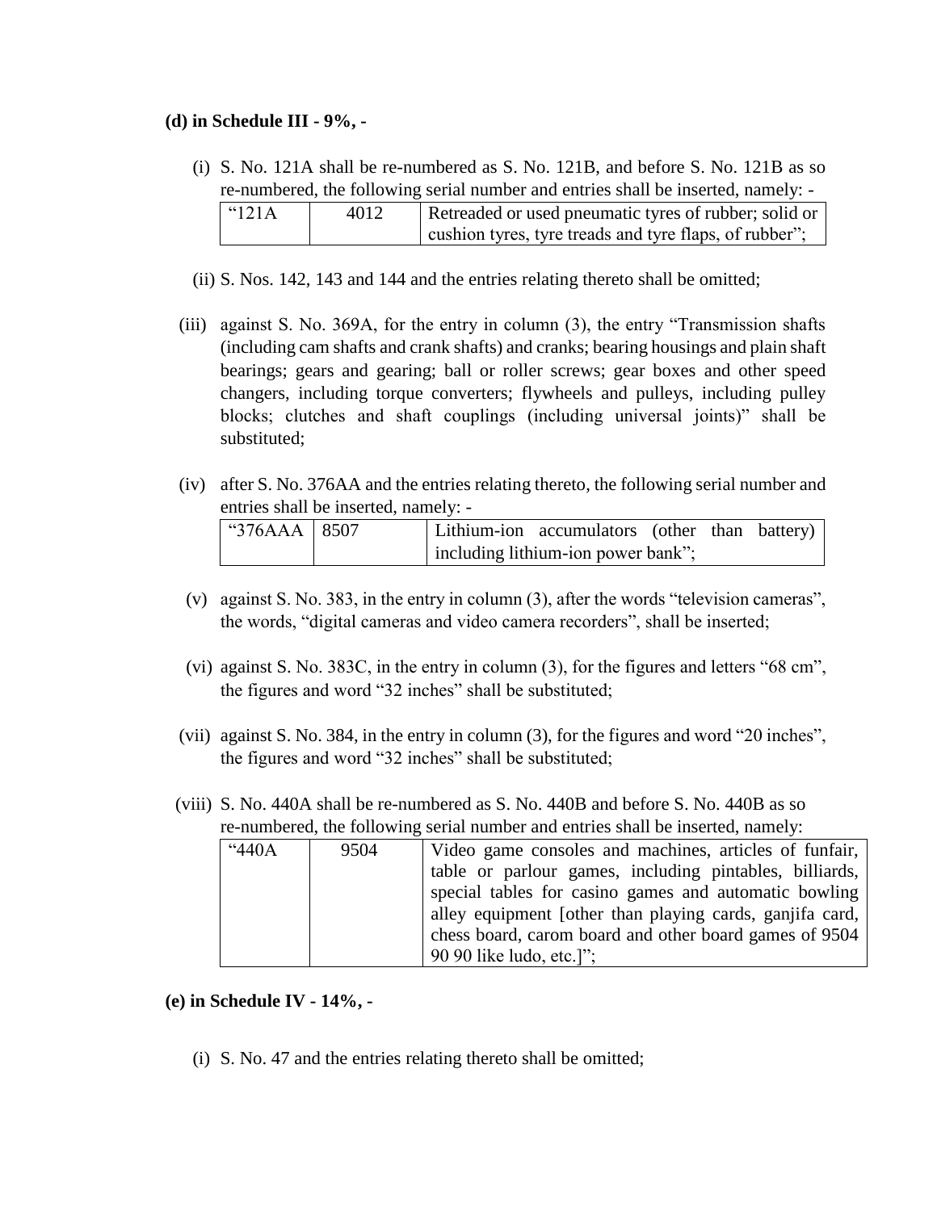**(d) in Schedule III - 9%, -**

(i) S. No. 121A shall be re-numbered as S. No. 121B, and before S. No. 121B as so re-numbered, the following serial number and entries shall be inserted, namely: -

| | | |
|---|---|---|
| “121A | 4012 | Retreaded or used pneumatic tyres of rubber; solid or cushion tyres, tyre treads and tyre flaps, of rubber”; |

(ii) S. Nos. 142, 143 and 144 and the entries relating thereto shall be omitted;

(iii) against S. No. 369A, for the entry in column (3), the entry “Transmission shafts (including cam shafts and crank shafts) and cranks; bearing housings and plain shaft bearings; gears and gearing; ball or roller screws; gear boxes and other speed changers, including torque converters; flywheels and pulleys, including pulley blocks; clutches and shaft couplings (including universal joints)” shall be substituted;

(iv) after S. No. 376AA and the entries relating thereto, the following serial number and entries shall be inserted, namely: -

| | | |
|---|---|---|
| “376AAA | 8507 | Lithium-ion accumulators (other than battery) including lithium-ion power bank”; |

(v) against S. No. 383, in the entry in column (3), after the words “television cameras”, the words, “digital cameras and video camera recorders”, shall be inserted;

(vi) against S. No. 383C, in the entry in column (3), for the figures and letters “68 cm”, the figures and word “32 inches” shall be substituted;

(vii) against S. No. 384, in the entry in column (3), for the figures and word “20 inches”, the figures and word “32 inches” shall be substituted;

(viii) S. No. 440A shall be re-numbered as S. No. 440B and before S. No. 440B as so re-numbered, the following serial number and entries shall be inserted, namely:

| | | |
|---|---|---|
| “440A | 9504 | Video game consoles and machines, articles of funfair, table or parlour games, including pintables, billiards, special tables for casino games and automatic bowling alley equipment [other than playing cards, ganjifa card, chess board, carom board and other board games of 9504 90 90 like ludo, etc.]”; |

**(e) in Schedule IV - 14%, -**

(i) S. No. 47 and the entries relating thereto shall be omitted;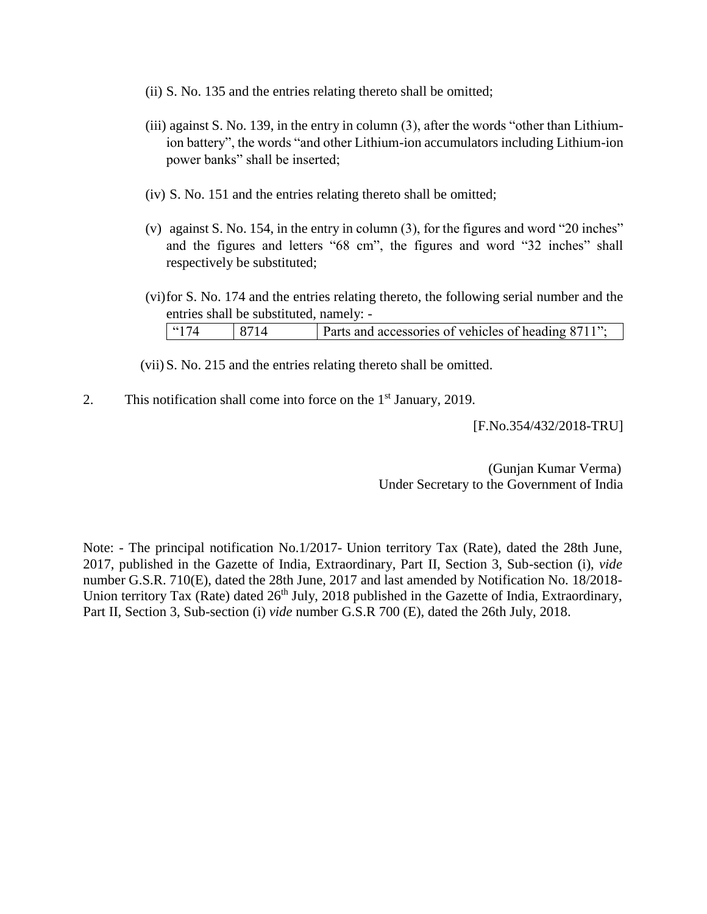(ii) S. No. 135 and the entries relating thereto shall be omitted;

(iii) against S. No. 139, in the entry in column (3), after the words "other than Lithium-ion battery", the words "and other Lithium-ion accumulators including Lithium-ion power banks" shall be inserted;

(iv) S. No. 151 and the entries relating thereto shall be omitted;

(v) against S. No. 154, in the entry in column (3), for the figures and word "20 inches" and the figures and letters "68 cm", the figures and word "32 inches" shall respectively be substituted;

(vi) for S. No. 174 and the entries relating thereto, the following serial number and the entries shall be substituted, namely: -

| | | |
|---|---|---|
| "174 | 8714 | Parts and accessories of vehicles of heading 8711"; |

(vii) S. No. 215 and the entries relating thereto shall be omitted.

2. This notification shall come into force on the 1st January, 2019.

[F.No.354/432/2018-TRU]

(Gunjan Kumar Verma)
Under Secretary to the Government of India

Note: - The principal notification No.1/2017- Union territory Tax (Rate), dated the 28th June, 2017, published in the Gazette of India, Extraordinary, Part II, Section 3, Sub-section (i), *vide* number G.S.R. 710(E), dated the 28th June, 2017 and last amended by Notification No. 18/2018-Union territory Tax (Rate) dated 26th July, 2018 published in the Gazette of India, Extraordinary, Part II, Section 3, Sub-section (i) *vide* number G.S.R 700 (E), dated the 26th July, 2018.